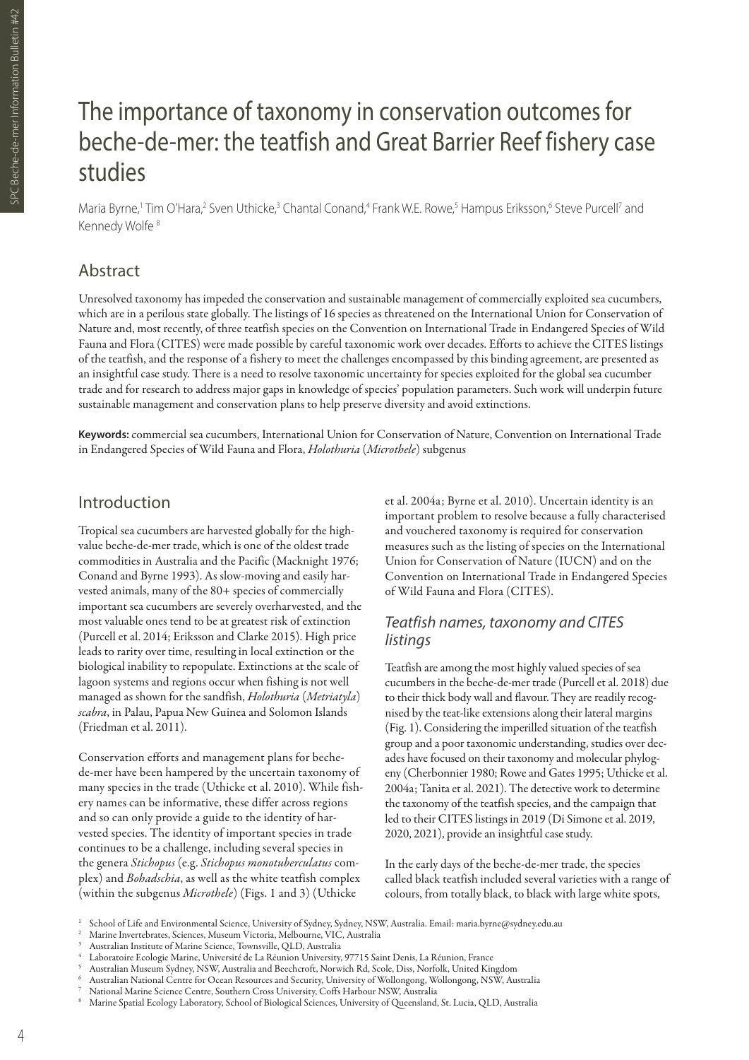# The importance of taxonomy in conservation outcomes for beche-de-mer: the teatfish and Great Barrier Reef fishery case studies

Maria Byrne,[1] Tim O'Hara,[2] Sven Uthicke,[3] Chantal Conand,[4] Frank W.E. Rowe,[5] Hampus Eriksson,[6] Steve Purcell[7] and Kennedy Wolfe [8]

## Abstract

Unresolved taxonomy has impeded the conservation and sustainable management of commercially exploited sea cucumbers, which are in a perilous state globally. The listings of 16 species as threatened on the International Union for Conservation of Nature and, most recently, of three teatfish species on the Convention on International Trade in Endangered Species of Wild Fauna and Flora (CITES) were made possible by careful taxonomic work over decades. Efforts to achieve the CITES listings of the teatfish, and the response of a fishery to meet the challenges encompassed by this binding agreement, are presented as an insightful case study. There is a need to resolve taxonomic uncertainty for species exploited for the global sea cucumber trade and for research to address major gaps in knowledge of species' population parameters. Such work will underpin future sustainable management and conservation plans to help preserve diversity and avoid extinctions.

**Keywords:** commercial sea cucumbers, International Union for Conservation of Nature, Convention on International Trade in Endangered Species of Wild Fauna and Flora, *Holothuria* (*Microthele*) subgenus

## Introduction

Tropical sea cucumbers are harvested globally for the high-value beche-de-mer trade, which is one of the oldest trade commodities in Australia and the Pacific (Macknight 1976; Conand and Byrne 1993). As slow-moving and easily harvested animals, many of the 80+ species of commercially important sea cucumbers are severely overharvested, and the most valuable ones tend to be at greatest risk of extinction (Purcell et al. 2014; Eriksson and Clarke 2015). High price leads to rarity over time, resulting in local extinction or the biological inability to repopulate. Extinctions at the scale of lagoon systems and regions occur when fishing is not well managed as shown for the sandfish, *Holothuria* (*Metriatyla*) *scabra*, in Palau, Papua New Guinea and Solomon Islands (Friedman et al. 2011).

Conservation efforts and management plans for beche-de-mer have been hampered by the uncertain taxonomy of many species in the trade (Uthicke et al. 2010). While fishery names can be informative, these differ across regions and so can only provide a guide to the identity of harvested species. The identity of important species in trade continues to be a challenge, including several species in the genera *Stichopus* (e.g. *Stichopus monotuberculatus* complex) and *Bohadschia*, as well as the white teatfish complex (within the subgenus *Microthele*) (Figs. 1 and 3) (Uthicke et al. 2004a; Byrne et al. 2010). Uncertain identity is an important problem to resolve because a fully characterised and vouchered taxonomy is required for conservation measures such as the listing of species on the International Union for Conservation of Nature (IUCN) and on the Convention on International Trade in Endangered Species of Wild Fauna and Flora (CITES).

### *Teatfish names, taxonomy and CITES listings*

Teatfish are among the most highly valued species of sea cucumbers in the beche-de-mer trade (Purcell et al. 2018) due to their thick body wall and flavour. They are readily recognised by the teat-like extensions along their lateral margins (Fig. 1). Considering the imperilled situation of the teatfish group and a poor taxonomic understanding, studies over decades have focused on their taxonomy and molecular phylogeny (Cherbonnier 1980; Rowe and Gates 1995; Uthicke et al. 2004a; Tanita et al. 2021). The detective work to determine the taxonomy of the teatfish species, and the campaign that led to their CITES listings in 2019 (Di Simone et al. 2019, 2020, 2021), provide an insightful case study.

In the early days of the beche-de-mer trade, the species called black teatfish included several varieties with a range of colours, from totally black, to black with large white spots,

[1] School of Life and Environmental Science, University of Sydney, Sydney, NSW, Australia. Email: maria.byrne@sydney.edu.au
[2] Marine Invertebrates, Sciences, Museum Victoria, Melbourne, VIC, Australia
[3] Australian Institute of Marine Science, Townsville, QLD, Australia
[4] Laboratoire Ecologie Marine, Université de La Réunion University, 97715 Saint Denis, La Réunion, France
[5] Australian Museum Sydney, NSW, Australia and Beechcroft, Norwich Rd, Scole, Diss, Norfolk, United Kingdom
[6] Australian National Centre for Ocean Resources and Security, University of Wollongong, Wollongong, NSW, Australia
[7] National Marine Science Centre, Southern Cross University, Coffs Harbour NSW, Australia
[8] Marine Spatial Ecology Laboratory, School of Biological Sciences, University of Queensland, St. Lucia, QLD, Australia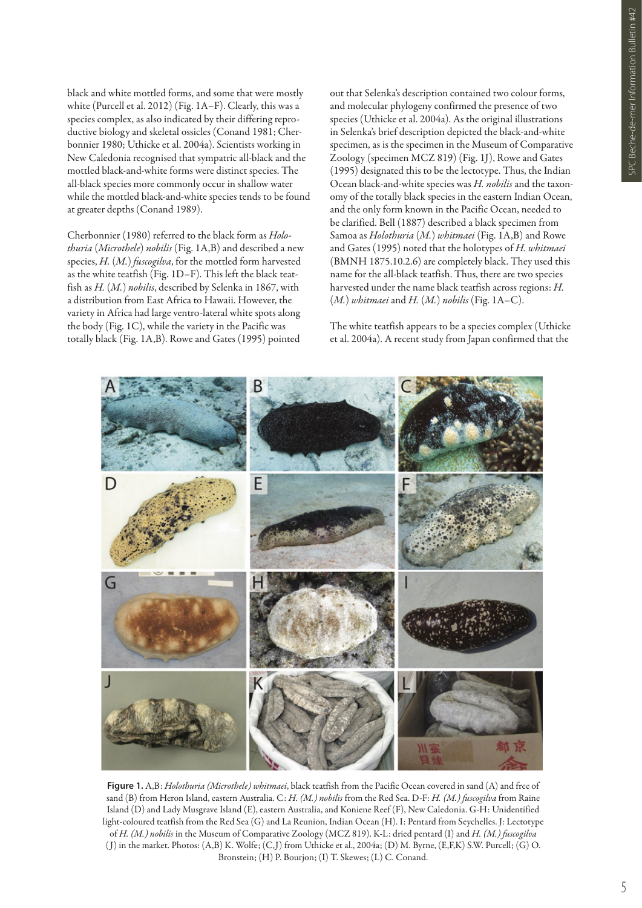black and white mottled forms, and some that were mostly white (Purcell et al. 2012) (Fig. 1A–F). Clearly, this was a species complex, as also indicated by their differing reproductive biology and skeletal ossicles (Conand 1981; Cherbonnier 1980; Uthicke et al. 2004a). Scientists working in New Caledonia recognised that sympatric all-black and the mottled black-and-white forms were distinct species. The all-black species more commonly occur in shallow water while the mottled black-and-white species tends to be found at greater depths (Conand 1989).

Cherbonnier (1980) referred to the black form as *Holothuria* (*Microthele*) *nobilis* (Fig. 1A,B) and described a new species, *H.* (*M.*) *fuscogilva*, for the mottled form harvested as the white teatfish (Fig. 1D–F). This left the black teatfish as *H.* (*M.*) *nobilis*, described by Selenka in 1867, with a distribution from East Africa to Hawaii. However, the variety in Africa had large ventro-lateral white spots along the body (Fig. 1C), while the variety in the Pacific was totally black (Fig. 1A,B). Rowe and Gates (1995) pointed out that Selenka's description contained two colour forms, and molecular phylogeny confirmed the presence of two species (Uthicke et al. 2004a). As the original illustrations in Selenka's brief description depicted the black-and-white specimen, as is the specimen in the Museum of Comparative Zoology (specimen MCZ 819) (Fig. 1J), Rowe and Gates (1995) designated this to be the lectotype. Thus, the Indian Ocean black-and-white species was *H. nobilis* and the taxonomy of the totally black species in the eastern Indian Ocean, and the only form known in the Pacific Ocean, needed to be clarified. Bell (1887) described a black specimen from Samoa as *Holothuria* (*M.*) *whitmaei* (Fig. 1A,B) and Rowe and Gates (1995) noted that the holotypes of *H. whitmaei* (BMNH 1875.10.2.6) are completely black. They used this name for the all-black teatfish. Thus, there are two species harvested under the name black teatfish across regions: *H.* (*M.*) *whitmaei* and *H.* (*M.*) *nobilis* (Fig. 1A–C).

The white teatfish appears to be a species complex (Uthicke et al. 2004a). A recent study from Japan confirmed that the

**Figure 1.** A,B: *Holothuria (Microthele) whitmaei*, black teatfish from the Pacific Ocean covered in sand (A) and free of sand (B) from Heron Island, eastern Australia. C: *H. (M.) nobilis* from the Red Sea. D-F: *H. (M.) fuscogilva* from Raine Island (D) and Lady Musgrave Island (E), eastern Australia, and Koniene Reef (F), New Caledonia. G-H: Unidentified light-coloured teatfish from the Red Sea (G) and La Reunion, Indian Ocean (H). I: Pentard from Seychelles. J: Lectotype of *H. (M.) nobilis* in the Museum of Comparative Zoology (MCZ 819). K-L: dried pentard (I) and *H. (M.) fuscogilva* (J) in the market. Photos: (A,B) K. Wolfe; (C,J) from Uthicke et al., 2004a; (D) M. Byrne, (E,F,K) S.W. Purcell; (G) O. Bronstein; (H) P. Bourjon; (I) T. Skewes; (L) C. Conand.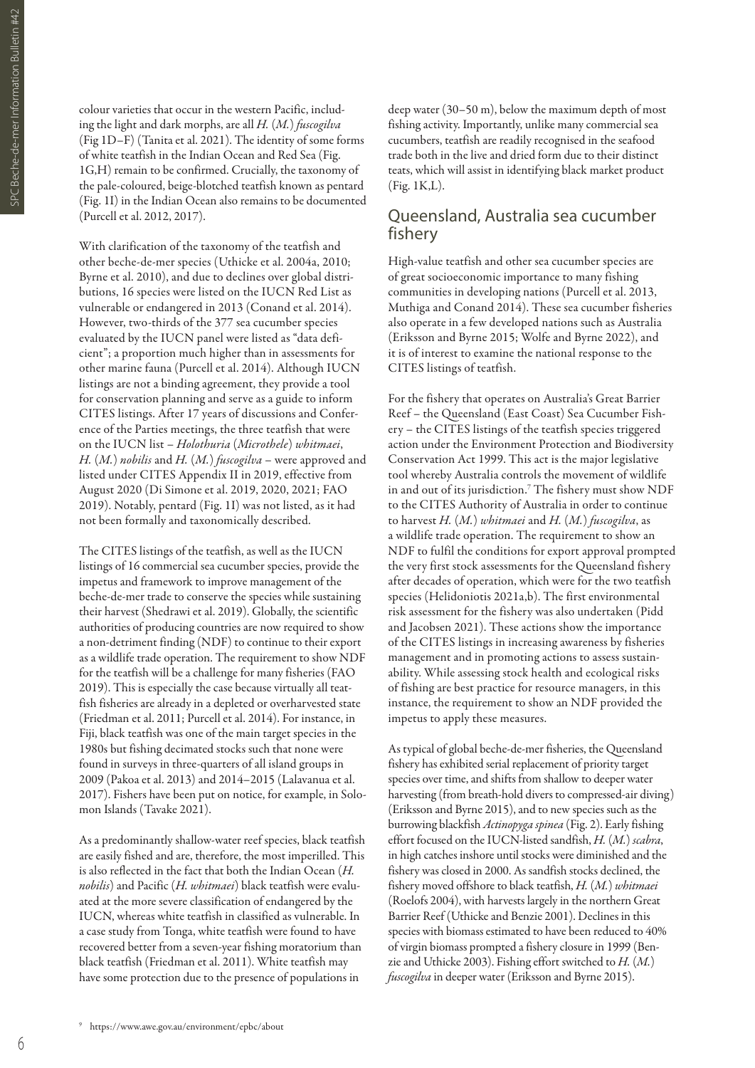colour varieties that occur in the western Pacific, including the light and dark morphs, are all *H.* (*M.*) *fuscogilva* (Fig 1D–F) (Tanita et al. 2021). The identity of some forms of white teatfish in the Indian Ocean and Red Sea (Fig. 1G,H) remain to be confirmed. Crucially, the taxonomy of the pale-coloured, beige-blotched teatfish known as pentard (Fig. 1I) in the Indian Ocean also remains to be documented (Purcell et al. 2012, 2017).

With clarification of the taxonomy of the teatfish and other beche-de-mer species (Uthicke et al. 2004a, 2010; Byrne et al. 2010), and due to declines over global distributions, 16 species were listed on the IUCN Red List as vulnerable or endangered in 2013 (Conand et al. 2014). However, two-thirds of the 377 sea cucumber species evaluated by the IUCN panel were listed as "data deficient"; a proportion much higher than in assessments for other marine fauna (Purcell et al. 2014). Although IUCN listings are not a binding agreement, they provide a tool for conservation planning and serve as a guide to inform CITES listings. After 17 years of discussions and Conference of the Parties meetings, the three teatfish that were on the IUCN list – *Holothuria* (*Microthele*) *whitmaei*, *H.* (*M.*) *nobilis* and *H.* (*M.*) *fuscogilva* – were approved and listed under CITES Appendix II in 2019, effective from August 2020 (Di Simone et al. 2019, 2020, 2021; FAO 2019). Notably, pentard (Fig. 1I) was not listed, as it had not been formally and taxonomically described.

The CITES listings of the teatfish, as well as the IUCN listings of 16 commercial sea cucumber species, provide the impetus and framework to improve management of the beche-de-mer trade to conserve the species while sustaining their harvest (Shedrawi et al. 2019). Globally, the scientific authorities of producing countries are now required to show a non-detriment finding (NDF) to continue to their export as a wildlife trade operation. The requirement to show NDF for the teatfish will be a challenge for many fisheries (FAO 2019). This is especially the case because virtually all teatfish fisheries are already in a depleted or overharvested state (Friedman et al. 2011; Purcell et al. 2014). For instance, in Fiji, black teatfish was one of the main target species in the 1980s but fishing decimated stocks such that none were found in surveys in three-quarters of all island groups in 2009 (Pakoa et al. 2013) and 2014–2015 (Lalavanua et al. 2017). Fishers have been put on notice, for example, in Solomon Islands (Tavake 2021).

As a predominantly shallow-water reef species, black teatfish are easily fished and are, therefore, the most imperilled. This is also reflected in the fact that both the Indian Ocean (*H. nobilis*) and Pacific (*H. whitmaei*) black teatfish were evaluated at the more severe classification of endangered by the IUCN, whereas white teatfish in classified as vulnerable. In a case study from Tonga, white teatfish were found to have recovered better from a seven-year fishing moratorium than black teatfish (Friedman et al. 2011). White teatfish may have some protection due to the presence of populations in deep water (30–50 m), below the maximum depth of most fishing activity. Importantly, unlike many commercial sea cucumbers, teatfish are readily recognised in the seafood trade both in the live and dried form due to their distinct teats, which will assist in identifying black market product (Fig. 1K,L).

## Queensland, Australia sea cucumber fishery

High-value teatfish and other sea cucumber species are of great socioeconomic importance to many fishing communities in developing nations (Purcell et al. 2013, Muthiga and Conand 2014). These sea cucumber fisheries also operate in a few developed nations such as Australia (Eriksson and Byrne 2015; Wolfe and Byrne 2022), and it is of interest to examine the national response to the CITES listings of teatfish.

For the fishery that operates on Australia's Great Barrier Reef – the Queensland (East Coast) Sea Cucumber Fishery – the CITES listings of the teatfish species triggered action under the Environment Protection and Biodiversity Conservation Act 1999. This act is the major legislative tool whereby Australia controls the movement of wildlife in and out of its jurisdiction.[7] The fishery must show NDF to the CITES Authority of Australia in order to continue to harvest *H.* (*M.*) *whitmaei* and *H.* (*M.*) *fuscogilva*, as a wildlife trade operation. The requirement to show an NDF to fulfil the conditions for export approval prompted the very first stock assessments for the Queensland fishery after decades of operation, which were for the two teatfish species (Helidoniotis 2021a,b). The first environmental risk assessment for the fishery was also undertaken (Pidd and Jacobsen 2021). These actions show the importance of the CITES listings in increasing awareness by fisheries management and in promoting actions to assess sustainability. While assessing stock health and ecological risks of fishing are best practice for resource managers, in this instance, the requirement to show an NDF provided the impetus to apply these measures.

As typical of global beche-de-mer fisheries, the Queensland fishery has exhibited serial replacement of priority target species over time, and shifts from shallow to deeper water harvesting (from breath-hold divers to compressed-air diving) (Eriksson and Byrne 2015), and to new species such as the burrowing blackfish *Actinopyga spinea* (Fig. 2). Early fishing effort focused on the IUCN-listed sandfish, *H.* (*M.*) *scabra*, in high catches inshore until stocks were diminished and the fishery was closed in 2000. As sandfish stocks declined, the fishery moved offshore to black teatfish, *H.* (*M.*) *whitmaei* (Roelofs 2004), with harvests largely in the northern Great Barrier Reef (Uthicke and Benzie 2001). Declines in this species with biomass estimated to have been reduced to 40% of virgin biomass prompted a fishery closure in 1999 (Benzie and Uthicke 2003). Fishing effort switched to *H.* (*M.*) *fuscogilva* in deeper water (Eriksson and Byrne 2015).

[9] https://www.awe.gov.au/environment/epbc/about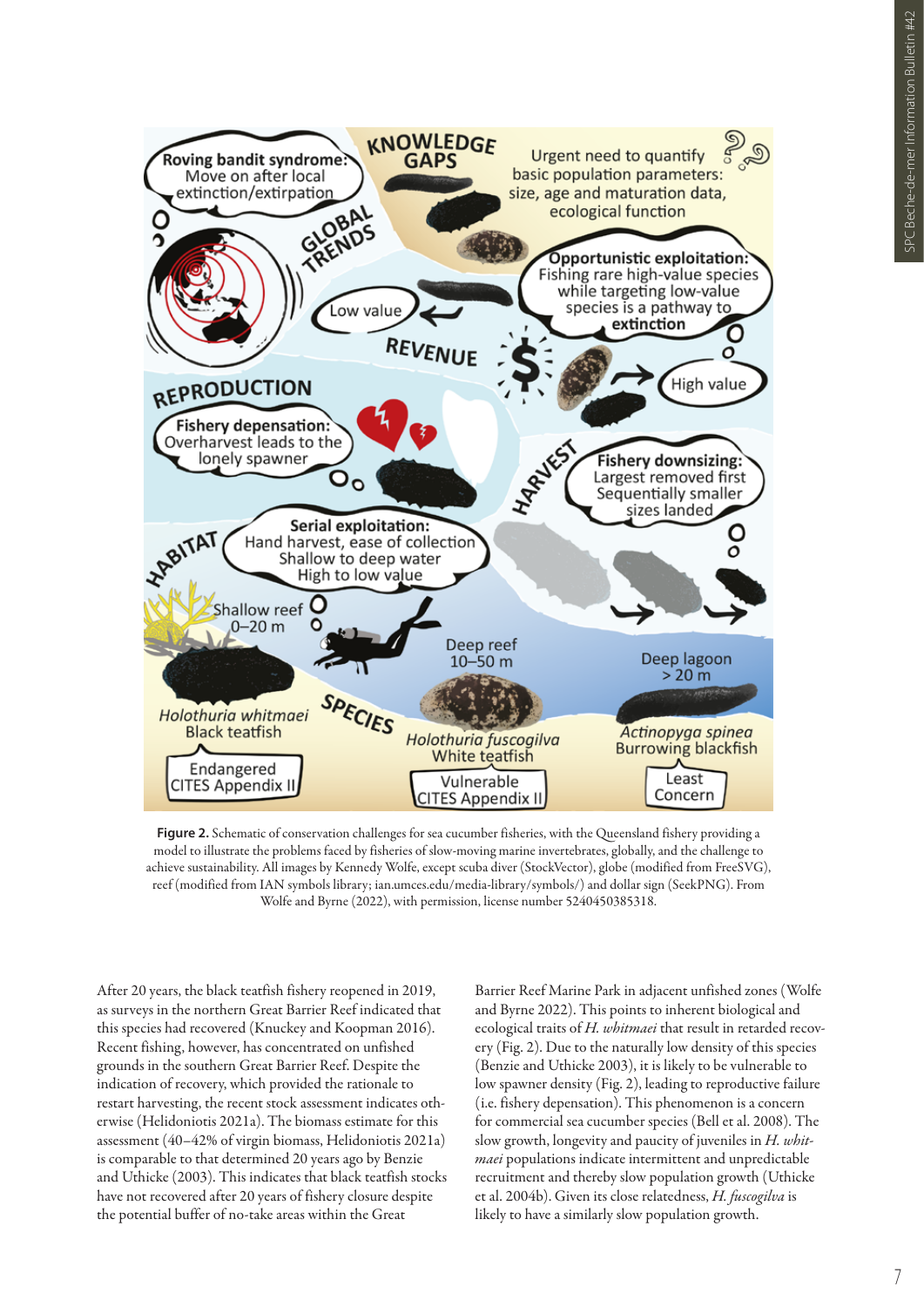**Figure 2.** Schematic of conservation challenges for sea cucumber fisheries, with the Queensland fishery providing a model to illustrate the problems faced by fisheries of slow-moving marine invertebrates, globally, and the challenge to achieve sustainability. All images by Kennedy Wolfe, except scuba diver (StockVector), globe (modified from FreeSVG), reef (modified from IAN symbols library; ian.umces.edu/media-library/symbols/) and dollar sign (SeekPNG). From Wolfe and Byrne (2022), with permission, license number 5240450385318.

After 20 years, the black teatfish fishery reopened in 2019, as surveys in the northern Great Barrier Reef indicated that this species had recovered (Knuckey and Koopman 2016). Recent fishing, however, has concentrated on unfished grounds in the southern Great Barrier Reef. Despite the indication of recovery, which provided the rationale to restart harvesting, the recent stock assessment indicates otherwise (Helidoniotis 2021a). The biomass estimate for this assessment (40–42% of virgin biomass, Helidoniotis 2021a) is comparable to that determined 20 years ago by Benzie and Uthicke (2003). This indicates that black teatfish stocks have not recovered after 20 years of fishery closure despite the potential buffer of no-take areas within the Great Barrier Reef Marine Park in adjacent unfished zones (Wolfe and Byrne 2022). This points to inherent biological and ecological traits of *H. whitmaei* that result in retarded recovery (Fig. 2). Due to the naturally low density of this species (Benzie and Uthicke 2003), it is likely to be vulnerable to low spawner density (Fig. 2), leading to reproductive failure (i.e. fishery depensation). This phenomenon is a concern for commercial sea cucumber species (Bell et al. 2008). The slow growth, longevity and paucity of juveniles in *H. whitmaei* populations indicate intermittent and unpredictable recruitment and thereby slow population growth (Uthicke et al. 2004b). Given its close relatedness, *H. fuscogilva* is likely to have a similarly slow population growth.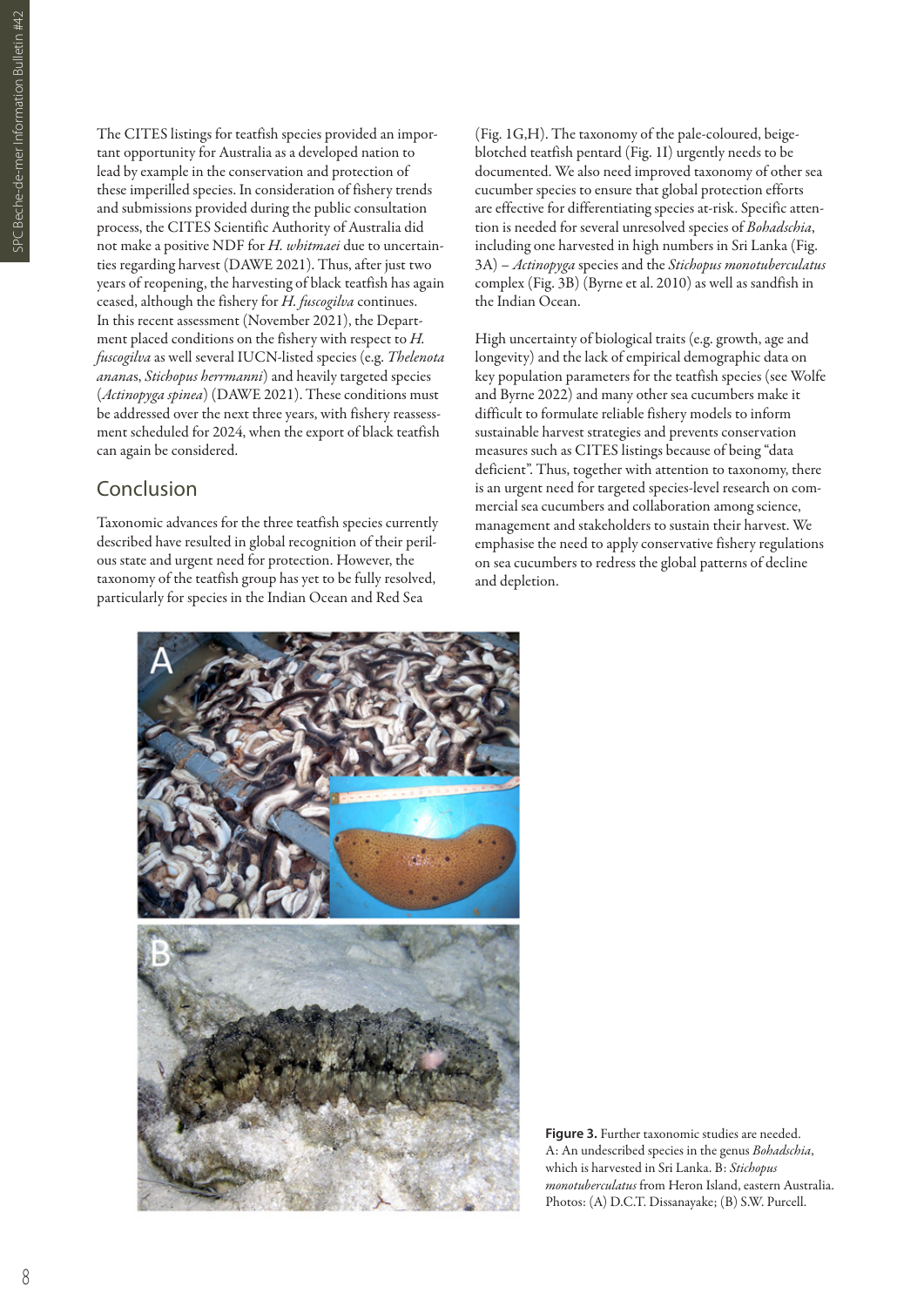The CITES listings for teatfish species provided an important opportunity for Australia as a developed nation to lead by example in the conservation and protection of these imperilled species. In consideration of fishery trends and submissions provided during the public consultation process, the CITES Scientific Authority of Australia did not make a positive NDF for *H. whitmaei* due to uncertainties regarding harvest (DAWE 2021). Thus, after just two years of reopening, the harvesting of black teatfish has again ceased, although the fishery for *H. fuscogilva* continues. In this recent assessment (November 2021), the Department placed conditions on the fishery with respect to *H. fuscogilva* as well several IUCN-listed species (e.g. *Thelenota ananas*, *Stichopus herrmanni*) and heavily targeted species (*Actinopyga spinea*) (DAWE 2021). These conditions must be addressed over the next three years, with fishery reassessment scheduled for 2024, when the export of black teatfish can again be considered.

## Conclusion

Taxonomic advances for the three teatfish species currently described have resulted in global recognition of their perilous state and urgent need for protection. However, the taxonomy of the teatfish group has yet to be fully resolved, particularly for species in the Indian Ocean and Red Sea (Fig. 1G,H). The taxonomy of the pale-coloured, beige-blotched teatfish pentard (Fig. 1I) urgently needs to be documented. We also need improved taxonomy of other sea cucumber species to ensure that global protection efforts are effective for differentiating species at-risk. Specific attention is needed for several unresolved species of *Bohadschia*, including one harvested in high numbers in Sri Lanka (Fig. 3A) – *Actinopyga* species and the *Stichopus monotuberculatus* complex (Fig. 3B) (Byrne et al. 2010) as well as sandfish in the Indian Ocean.

High uncertainty of biological traits (e.g. growth, age and longevity) and the lack of empirical demographic data on key population parameters for the teatfish species (see Wolfe and Byrne 2022) and many other sea cucumbers make it difficult to formulate reliable fishery models to inform sustainable harvest strategies and prevents conservation measures such as CITES listings because of being "data deficient". Thus, together with attention to taxonomy, there is an urgent need for targeted species-level research on commercial sea cucumbers and collaboration among science, management and stakeholders to sustain their harvest. We emphasise the need to apply conservative fishery regulations on sea cucumbers to redress the global patterns of decline and depletion.

**Figure 3.** Further taxonomic studies are needed. A: An undescribed species in the genus *Bohadschia*, which is harvested in Sri Lanka. B: *Stichopus monotuberculatus* from Heron Island, eastern Australia. Photos: (A) D.C.T. Dissanayake; (B) S.W. Purcell.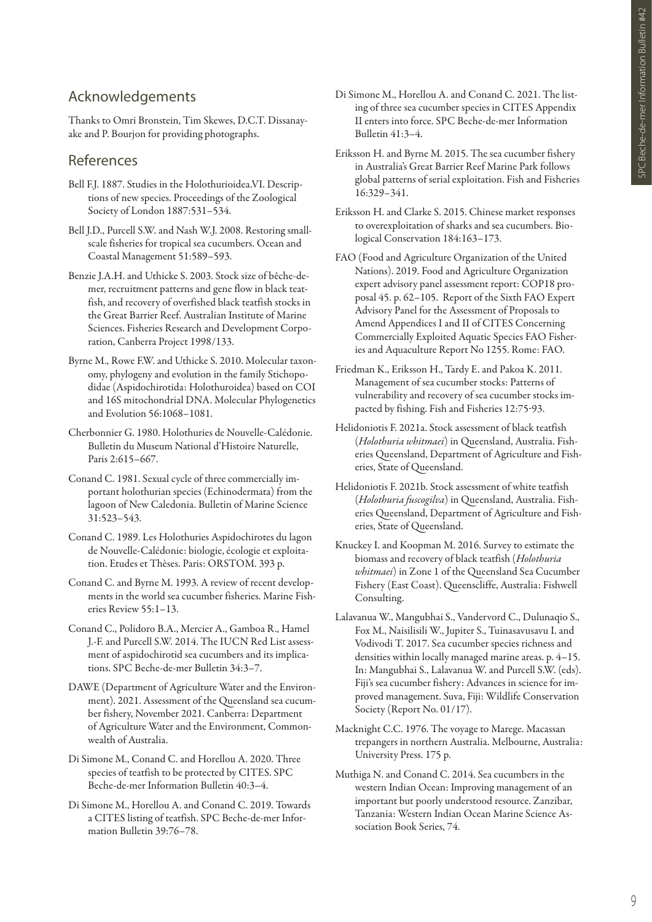## Acknowledgements

Thanks to Omri Bronstein, Tim Skewes, D.C.T. Dissanayake and P. Bourjon for providing photographs.

## References

Bell F.J. 1887. Studies in the Holothurioidea.VI. Descriptions of new species. Proceedings of the Zoological Society of London 1887:531–534.

Bell J.D., Purcell S.W. and Nash W.J. 2008. Restoring small-scale fisheries for tropical sea cucumbers. Ocean and Coastal Management 51:589–593.

Benzie J.A.H. and Uthicke S. 2003. Stock size of bêche-de-mer, recruitment patterns and gene flow in black teatfish, and recovery of overfished black teatfish stocks in the Great Barrier Reef. Australian Institute of Marine Sciences. Fisheries Research and Development Corporation, Canberra Project 1998/133.

Byrne M., Rowe F.W. and Uthicke S. 2010. Molecular taxonomy, phylogeny and evolution in the family Stichopodidae (Aspidochirotida: Holothuroidea) based on COI and 16S mitochondrial DNA. Molecular Phylogenetics and Evolution 56:1068–1081.

Cherbonnier G. 1980. Holothuries de Nouvelle-Calédonie. Bulletin du Museum National d'Histoire Naturelle, Paris 2:615–667.

Conand C. 1981. Sexual cycle of three commercially important holothurian species (Echinodermata) from the lagoon of New Caledonia. Bulletin of Marine Science 31:523–543.

Conand C. 1989. Les Holothuries Aspidochirotes du lagon de Nouvelle-Calédonie: biologie, écologie et exploitation. Etudes et Thèses. Paris: ORSTOM. 393 p.

Conand C. and Byrne M. 1993. A review of recent developments in the world sea cucumber fisheries. Marine Fisheries Review 55:1–13.

Conand C., Polidoro B.A., Mercier A., Gamboa R., Hamel J.-F. and Purcell S.W. 2014. The IUCN Red List assessment of aspidochirotid sea cucumbers and its implications. SPC Beche-de-mer Bulletin 34:3–7.

DAWE (Department of Agriculture Water and the Environment). 2021. Assessment of the Queensland sea cucumber fishery, November 2021. Canberra: Department of Agriculture Water and the Environment, Commonwealth of Australia.

Di Simone M., Conand C. and Horellou A. 2020. Three species of teatfish to be protected by CITES. SPC Beche-de-mer Information Bulletin 40:3–4.

Di Simone M., Horellou A. and Conand C. 2019. Towards a CITES listing of teatfish. SPC Beche-de-mer Information Bulletin 39:76–78.

Di Simone M., Horellou A. and Conand C. 2021. The listing of three sea cucumber species in CITES Appendix II enters into force. SPC Beche-de-mer Information Bulletin 41:3–4.

Eriksson H. and Byrne M. 2015. The sea cucumber fishery in Australia's Great Barrier Reef Marine Park follows global patterns of serial exploitation. Fish and Fisheries 16:329–341.

Eriksson H. and Clarke S. 2015. Chinese market responses to overexploitation of sharks and sea cucumbers. Biological Conservation 184:163–173.

FAO (Food and Agriculture Organization of the United Nations). 2019. Food and Agriculture Organization expert advisory panel assessment report: COP18 proposal 45. p. 62–105. Report of the Sixth FAO Expert Advisory Panel for the Assessment of Proposals to Amend Appendices I and II of CITES Concerning Commercially Exploited Aquatic Species FAO Fisheries and Aquaculture Report No 1255. Rome: FAO.

Friedman K., Eriksson H., Tardy E. and Pakoa K. 2011. Management of sea cucumber stocks: Patterns of vulnerability and recovery of sea cucumber stocks impacted by fishing. Fish and Fisheries 12:75-93.

Helidoniotis F. 2021a. Stock assessment of black teatfish (*Holothuria whitmaei*) in Queensland, Australia. Fisheries Queensland, Department of Agriculture and Fisheries, State of Queensland.

Helidoniotis F. 2021b. Stock assessment of white teatfish (*Holothuria fuscogilva*) in Queensland, Australia. Fisheries Queensland, Department of Agriculture and Fisheries, State of Queensland.

Knuckey I. and Koopman M. 2016. Survey to estimate the biomass and recovery of black teatfish (*Holothuria whitmaei*) in Zone 1 of the Queensland Sea Cucumber Fishery (East Coast). Queenscliffe, Australia: Fishwell Consulting.

Lalavanua W., Mangubhai S., Vandervord C., Dulunaqio S., Fox M., Naisilisili W., Jupiter S., Tuinasavusavu I. and Vodivodi T. 2017. Sea cucumber species richness and densities within locally managed marine areas. p. 4–15. In: Mangubhai S., Lalavanua W. and Purcell S.W. (eds). Fiji's sea cucumber fishery: Advances in science for improved management. Suva, Fiji: Wildlife Conservation Society (Report No. 01/17).

Macknight C.C. 1976. The voyage to Marege. Macassan trepangers in northern Australia. Melbourne, Australia: University Press. 175 p.

Muthiga N. and Conand C. 2014. Sea cucumbers in the western Indian Ocean: Improving management of an important but poorly understood resource. Zanzibar, Tanzania: Western Indian Ocean Marine Science Association Book Series, 74.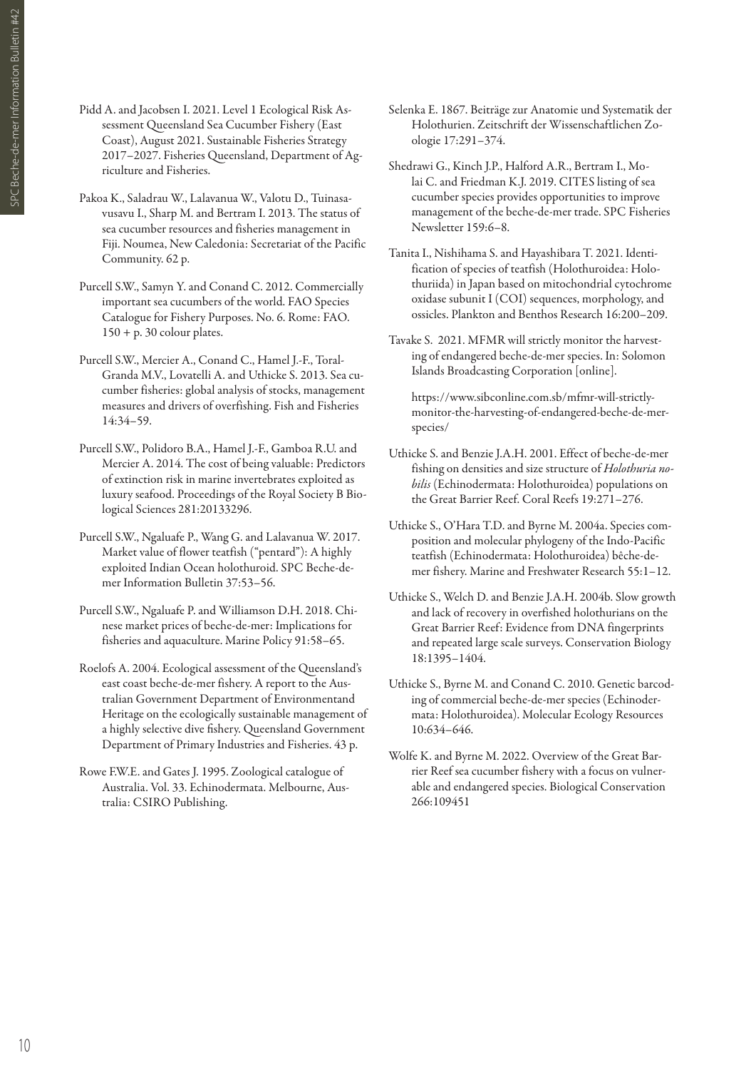Pidd A. and Jacobsen I. 2021. Level 1 Ecological Risk Assessment Queensland Sea Cucumber Fishery (East Coast), August 2021. Sustainable Fisheries Strategy 2017–2027. Fisheries Queensland, Department of Agriculture and Fisheries.

Pakoa K., Saladrau W., Lalavanua W., Valotu D., Tuinasavusavu I., Sharp M. and Bertram I. 2013. The status of sea cucumber resources and fisheries management in Fiji. Noumea, New Caledonia: Secretariat of the Pacific Community. 62 p.

Purcell S.W., Samyn Y. and Conand C. 2012. Commercially important sea cucumbers of the world. FAO Species Catalogue for Fishery Purposes. No. 6. Rome: FAO. 150 + p. 30 colour plates.

Purcell S.W., Mercier A., Conand C., Hamel J.-F., Toral-Granda M.V., Lovatelli A. and Uthicke S. 2013. Sea cucumber fisheries: global analysis of stocks, management measures and drivers of overfishing. Fish and Fisheries 14:34–59.

Purcell S.W., Polidoro B.A., Hamel J.-F., Gamboa R.U. and Mercier A. 2014. The cost of being valuable: Predictors of extinction risk in marine invertebrates exploited as luxury seafood. Proceedings of the Royal Society B Biological Sciences 281:20133296.

Purcell S.W., Ngaluafe P., Wang G. and Lalavanua W. 2017. Market value of flower teatfish ("pentard"): A highly exploited Indian Ocean holothuroid. SPC Beche-de-mer Information Bulletin 37:53–56.

Purcell S.W., Ngaluafe P. and Williamson D.H. 2018. Chinese market prices of beche-de-mer: Implications for fisheries and aquaculture. Marine Policy 91:58–65.

Roelofs A. 2004. Ecological assessment of the Queensland's east coast beche-de-mer fishery. A report to the Australian Government Department of Environmentand Heritage on the ecologically sustainable management of a highly selective dive fishery. Queensland Government Department of Primary Industries and Fisheries. 43 p.

Rowe F.W.E. and Gates J. 1995. Zoological catalogue of Australia. Vol. 33. Echinodermata. Melbourne, Australia: CSIRO Publishing.

Selenka E. 1867. Beiträge zur Anatomie und Systematik der Holothurien. Zeitschrift der Wissenschaftlichen Zoologie 17:291–374.

Shedrawi G., Kinch J.P., Halford A.R., Bertram I., Molai C. and Friedman K.J. 2019. CITES listing of sea cucumber species provides opportunities to improve management of the beche-de-mer trade. SPC Fisheries Newsletter 159:6–8.

Tanita I., Nishihama S. and Hayashibara T. 2021. Identification of species of teatfish (Holothuroidea: Holothuriida) in Japan based on mitochondrial cytochrome oxidase subunit I (COI) sequences, morphology, and ossicles. Plankton and Benthos Research 16:200–209.

Tavake S. 2021. MFMR will strictly monitor the harvesting of endangered beche-de-mer species. In: Solomon Islands Broadcasting Corporation [online].

https://www.sibconline.com.sb/mfmr-will-strictly-monitor-the-harvesting-of-endangered-beche-de-mer-species/

Uthicke S. and Benzie J.A.H. 2001. Effect of beche-de-mer fishing on densities and size structure of *Holothuria nobilis* (Echinodermata: Holothuroidea) populations on the Great Barrier Reef. Coral Reefs 19:271–276.

Uthicke S., O'Hara T.D. and Byrne M. 2004a. Species composition and molecular phylogeny of the Indo-Pacific teatfish (Echinodermata: Holothuroidea) bêche-de-mer fishery. Marine and Freshwater Research 55:1–12.

Uthicke S., Welch D. and Benzie J.A.H. 2004b. Slow growth and lack of recovery in overfished holothurians on the Great Barrier Reef: Evidence from DNA fingerprints and repeated large scale surveys. Conservation Biology 18:1395–1404.

Uthicke S., Byrne M. and Conand C. 2010. Genetic barcoding of commercial beche-de-mer species (Echinodermata: Holothuroidea). Molecular Ecology Resources 10:634–646.

Wolfe K. and Byrne M. 2022. Overview of the Great Barrier Reef sea cucumber fishery with a focus on vulnerable and endangered species. Biological Conservation 266:109451